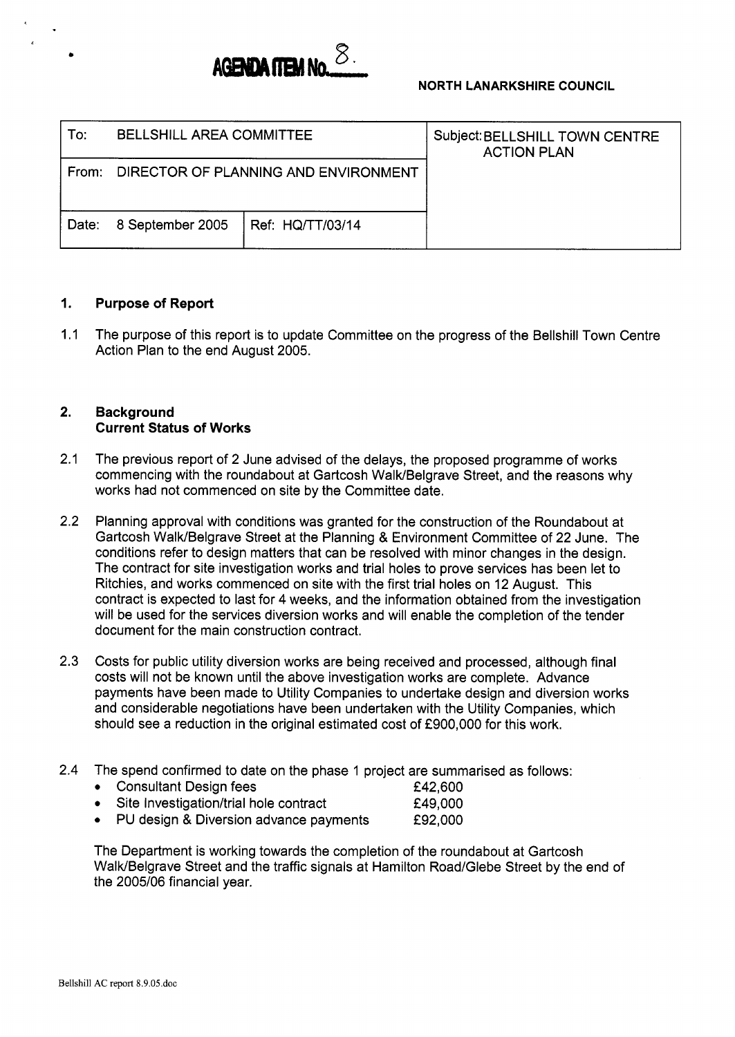**AGENDA ITEM No. 8.**

**NORTH LANARKSHIRE COUNCIL**

| To: BELLSHILL AREA COMMITTEE | | Subject: BELLSHILL TOWN CENTRE ACTION PLAN |
|---|---|---|
| From: DIRECTOR OF PLANNING AND ENVIRONMENT | | |
| Date: 8 September 2005 | Ref: HQ/TT/03/14 | |

## 1. Purpose of Report

1.1 The purpose of this report is to update Committee on the progress of the Bellshill Town Centre Action Plan to the end August 2005.

## 2. Background
### Current Status of Works

2.1 The previous report of 2 June advised of the delays, the proposed programme of works commencing with the roundabout at Gartcosh Walk/Belgrave Street, and the reasons why works had not commenced on site by the Committee date.

2.2 Planning approval with conditions was granted for the construction of the Roundabout at Gartcosh Walk/Belgrave Street at the Planning & Environment Committee of 22 June. The conditions refer to design matters that can be resolved with minor changes in the design. The contract for site investigation works and trial holes to prove services has been let to Ritchies, and works commenced on site with the first trial holes on 12 August. This contract is expected to last for 4 weeks, and the information obtained from the investigation will be used for the services diversion works and will enable the completion of the tender document for the main construction contract.

2.3 Costs for public utility diversion works are being received and processed, although final costs will not be known until the above investigation works are complete. Advance payments have been made to Utility Companies to undertake design and diversion works and considerable negotiations have been undertaken with the Utility Companies, which should see a reduction in the original estimated cost of £900,000 for this work.

2.4 The spend confirmed to date on the phase 1 project are summarised as follows:

- Consultant Design fees £42,600
- Site Investigation/trial hole contract £49,000
- PU design & Diversion advance payments £92,000

The Department is working towards the completion of the roundabout at Gartcosh Walk/Belgrave Street and the traffic signals at Hamilton Road/Glebe Street by the end of the 2005/06 financial year.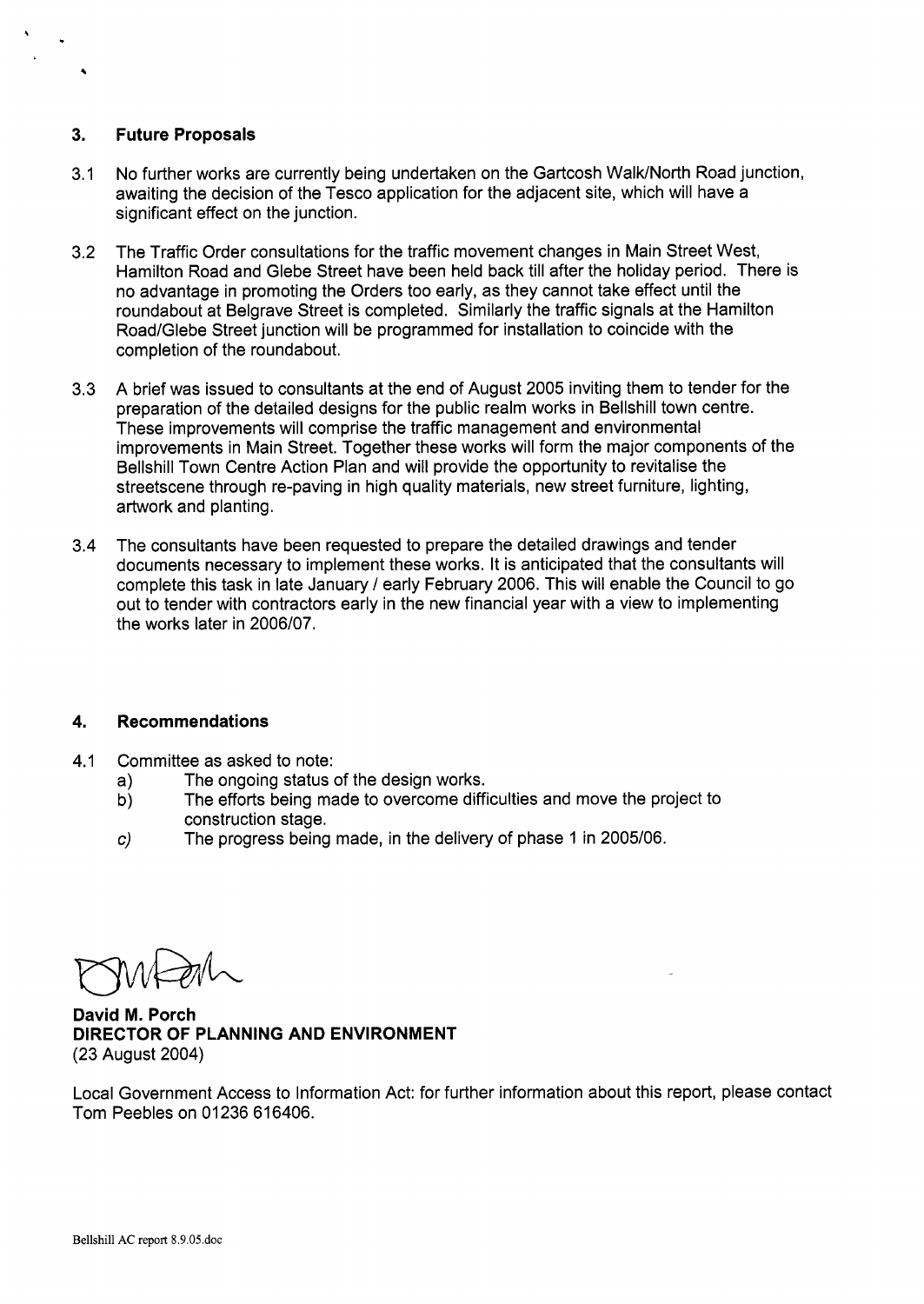## 3. Future Proposals

3.1 No further works are currently being undertaken on the Gartcosh Walk/North Road junction, awaiting the decision of the Tesco application for the adjacent site, which will have a significant effect on the junction.

3.2 The Traffic Order consultations for the traffic movement changes in Main Street West, Hamilton Road and Glebe Street have been held back till after the holiday period. There is no advantage in promoting the Orders too early, as they cannot take effect until the roundabout at Belgrave Street is completed. Similarly the traffic signals at the Hamilton Road/Glebe Street junction will be programmed for installation to coincide with the completion of the roundabout.

3.3 A brief was issued to consultants at the end of August 2005 inviting them to tender for the preparation of the detailed designs for the public realm works in Bellshill town centre. These improvements will comprise the traffic management and environmental improvements in Main Street. Together these works will form the major components of the Bellshill Town Centre Action Plan and will provide the opportunity to revitalise the streetscene through re-paving in high quality materials, new street furniture, lighting, artwork and planting.

3.4 The consultants have been requested to prepare the detailed drawings and tender documents necessary to implement these works. It is anticipated that the consultants will complete this task in late January / early February 2006. This will enable the Council to go out to tender with contractors early in the new financial year with a view to implementing the works later in 2006/07.

## 4. Recommendations

4.1 Committee as asked to note:

a) The ongoing status of the design works.

b) The efforts being made to overcome difficulties and move the project to construction stage.

*c)* The progress being made, in the delivery of phase 1 in 2005/06.

**David M. Porch**
**DIRECTOR OF PLANNING AND ENVIRONMENT**
(23 August 2004)

Local Government Access to Information Act: for further information about this report, please contact Tom Peebles on 01236 616406.

Bellshill AC report 8.9.05.doc